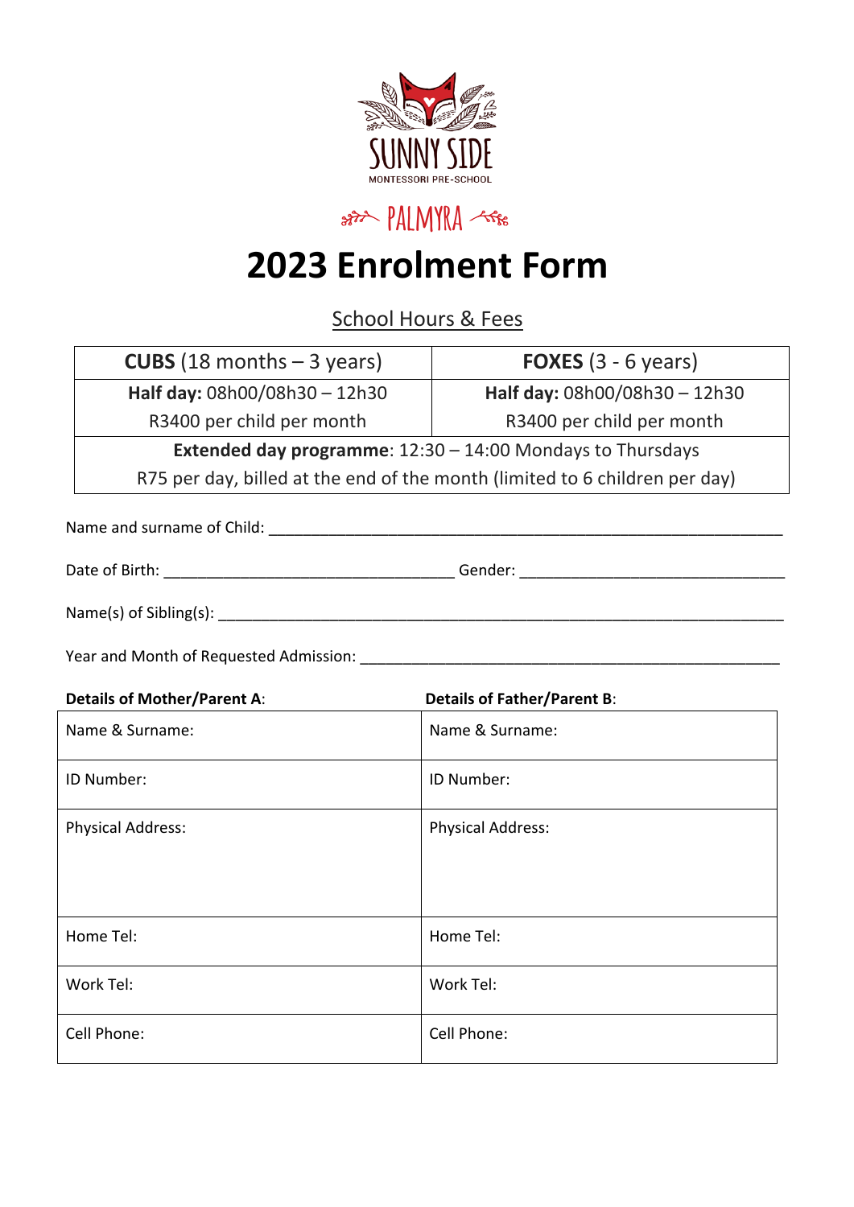SUNNY SIDE

MONTESSORI PRE-SCHOOL

PALMYRA

# 2023 Enrolment Form

## School Hours & Fees

| **CUBS** (18 months – 3 years) | **FOXES** (3 - 6 years) |
|---|---|
| **Half day:** 08h00/08h30 – 12h30<br>R3400 per child per month | **Half day:** 08h00/08h30 – 12h30<br>R3400 per child per month |
| **Extended day programme**: 12:30 – 14:00 Mondays to Thursdays<br>R75 per day, billed at the end of the month (limited to 6 children per day) | |

Name and surname of Child: ______________________________________________________________

Date of Birth: __________________________________ Gender: ______________________________

Name(s) of Sibling(s): _________________________________________________________________

Year and Month of Requested Admission: __________________________________________________

| **Details of Mother/Parent A**: | **Details of Father/Parent B**: |
|---|---|
| Name & Surname: | Name & Surname: |
| ID Number: | ID Number: |
| Physical Address: | Physical Address: |
| Home Tel: | Home Tel: |
| Work Tel: | Work Tel: |
| Cell Phone: | Cell Phone: |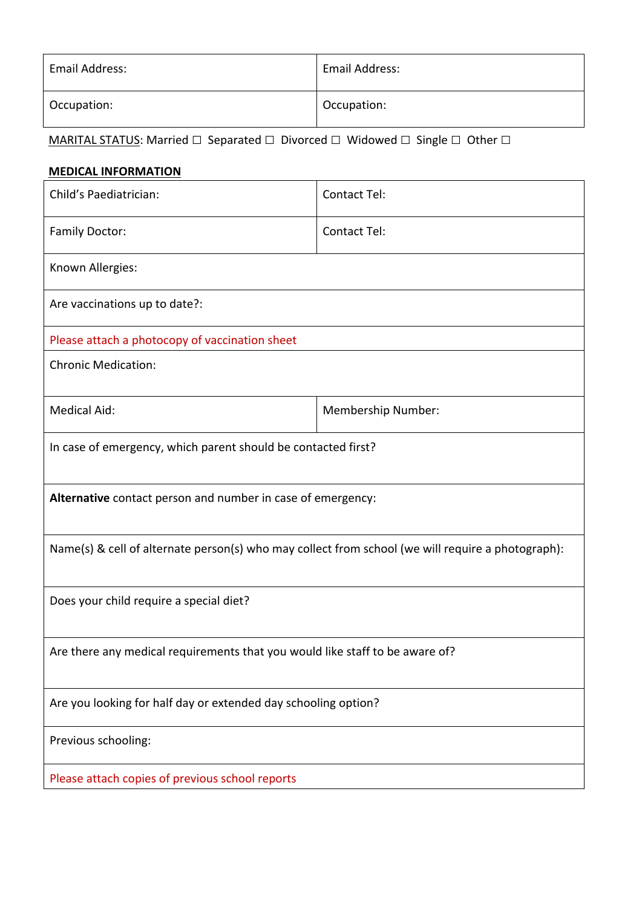| Email Address: | Email Address: |
| --- | --- |
| Occupation: | Occupation: |

MARITAL STATUS: Married ☐ Separated ☐ Divorced ☐ Widowed ☐ Single ☐ Other ☐

**MEDICAL INFORMATION**

| Child's Paediatrician: | Contact Tel: |
| --- | --- |
| Family Doctor: | Contact Tel: |
| Known Allergies: | |
| Are vaccinations up to date?: | |
| Please attach a photocopy of vaccination sheet | |
| Chronic Medication: | |
| Medical Aid: | Membership Number: |
| In case of emergency, which parent should be contacted first? | |
| **Alternative** contact person and number in case of emergency: | |
| Name(s) & cell of alternate person(s) who may collect from school (we will require a photograph): | |
| Does your child require a special diet? | |
| Are there any medical requirements that you would like staff to be aware of? | |
| Are you looking for half day or extended day schooling option? | |
| Previous schooling: | |
| Please attach copies of previous school reports | |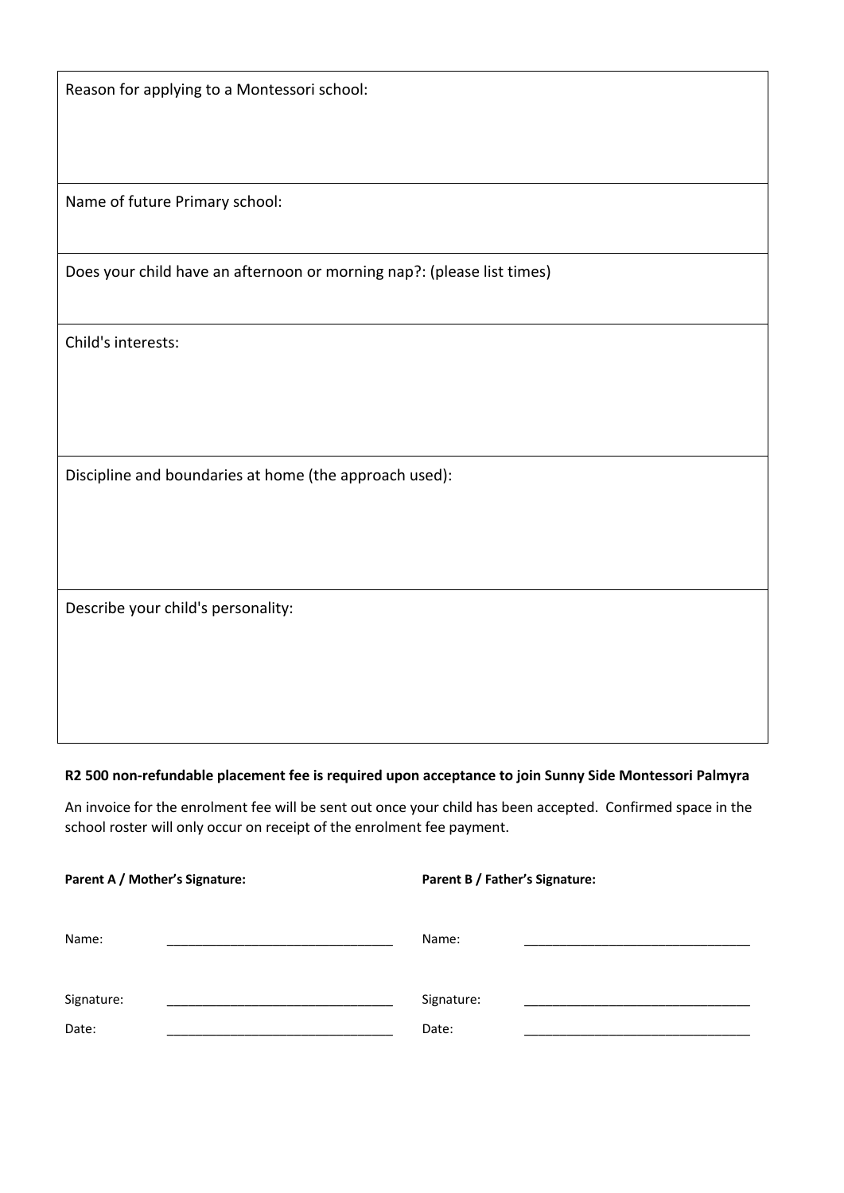| |
|---|
| Reason for applying to a Montessori school: |
| Name of future Primary school: |
| Does your child have an afternoon or morning nap?: (please list times) |
| Child's interests: |
| Discipline and boundaries at home (the approach used): |
| Describe your child's personality: |

**R2 500 non-refundable placement fee is required upon acceptance to join Sunny Side Montessori Palmyra**

An invoice for the enrolment fee will be sent out once your child has been accepted. Confirmed space in the school roster will only occur on receipt of the enrolment fee payment.

| **Parent A / Mother's Signature:** | | **Parent B / Father's Signature:** | |
|---|---|---|---|
| Name: | ________________________________ | Name: | ________________________________ |
| Signature: | ________________________________ | Signature: | ________________________________ |
| Date: | ________________________________ | Date: | ________________________________ |